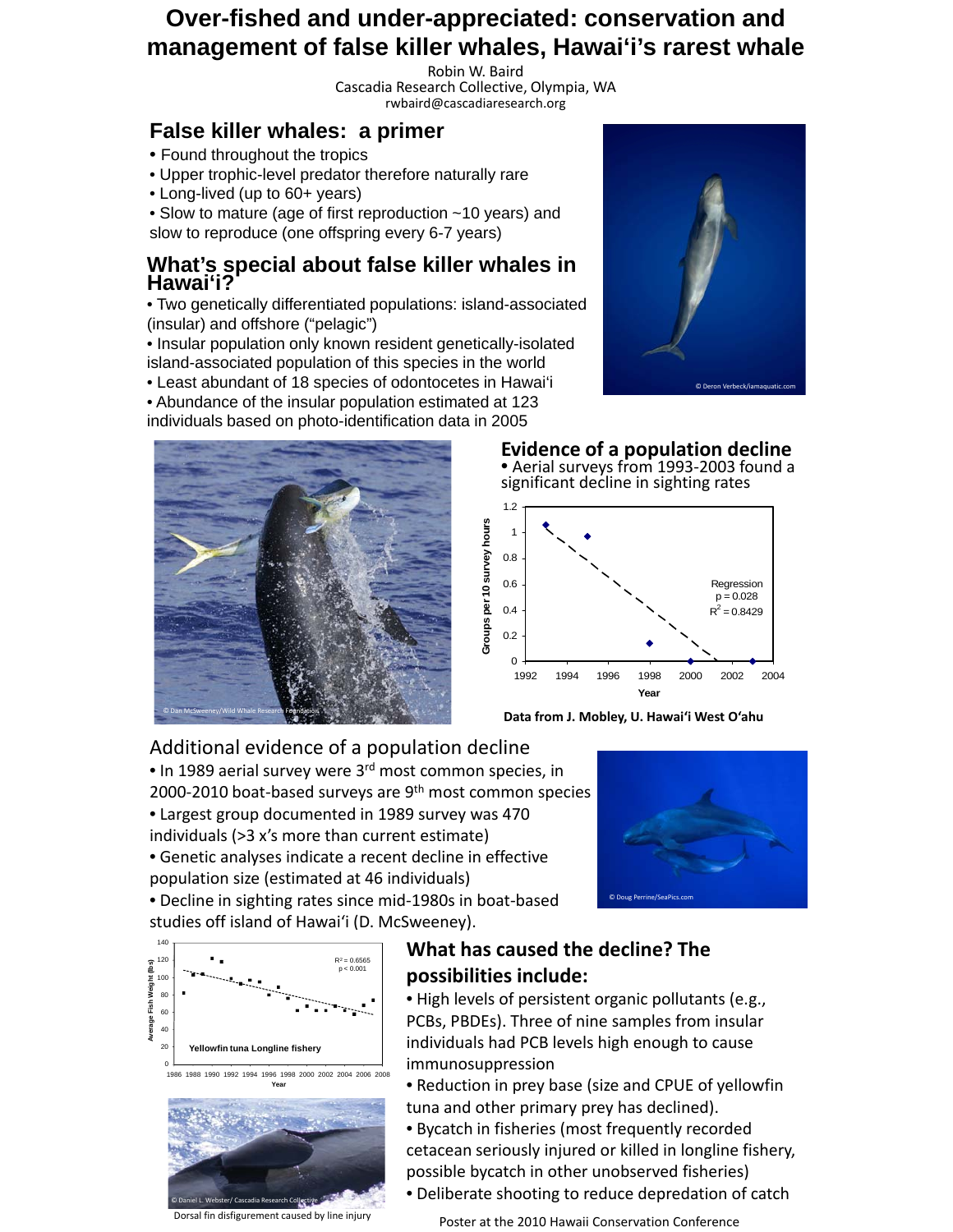# Over-fished and under-appreciated: conservation and management of false killer whales, Hawai'i's rarest whale

Robin W. Baird
Cascadia Research Collective, Olympia, WA
rwbaird@cascadiaresearch.org

## False killer whales: a primer

- Found throughout the tropics
- Upper trophic-level predator therefore naturally rare
- Long-lived (up to 60+ years)
- Slow to mature (age of first reproduction ~10 years) and slow to reproduce (one offspring every 6-7 years)

## What's special about false killer whales in Hawai'i?

- Two genetically differentiated populations: island-associated (insular) and offshore ("pelagic")
- Insular population only known resident genetically-isolated island-associated population of this species in the world
- Least abundant of 18 species of odontocetes in Hawai'i
- Abundance of the insular population estimated at 123 individuals based on photo-identification data in 2005

© Deron Verbeck/iamaquatic.com

© Dan McSweeney/Wild Whale Research Foundation

## Evidence of a population decline

- Aerial surveys from 1993-2003 found a significant decline in sighting rates

Regression
p = 0.028
$R^2 = 0.8429$

Groups per 10 survey hours vs. Year (1992–2004)

Data from J. Mobley, U. Hawai'i West O'ahu

## Additional evidence of a population decline

- In 1989 aerial survey were 3rd most common species, in 2000-2010 boat-based surveys are 9th most common species
- Largest group documented in 1989 survey was 470 individuals (>3 x's more than current estimate)
- Genetic analyses indicate a recent decline in effective population size (estimated at 46 individuals)
- Decline in sighting rates since mid-1980s in boat-based studies off island of Hawai'i (D. McSweeney).

© Doug Perrine/SeaPics.com

Yellowfin tuna Longline fishery
Average Fish Weight (lbs) vs. Year (1986–2008)
$R^2 = 0.6565$
$p < 0.001$

© Daniel L. Webster/ Cascadia Research Collective

Dorsal fin disfigurement caused by line injury

## What has caused the decline? The possibilities include:

- High levels of persistent organic pollutants (e.g., PCBs, PBDEs). Three of nine samples from insular individuals had PCB levels high enough to cause immunosuppression
- Reduction in prey base (size and CPUE of yellowfin tuna and other primary prey has declined).
- Bycatch in fisheries (most frequently recorded cetacean seriously injured or killed in longline fishery, possible bycatch in other unobserved fisheries)
- Deliberate shooting to reduce depredation of catch

Poster at the 2010 Hawaii Conservation Conference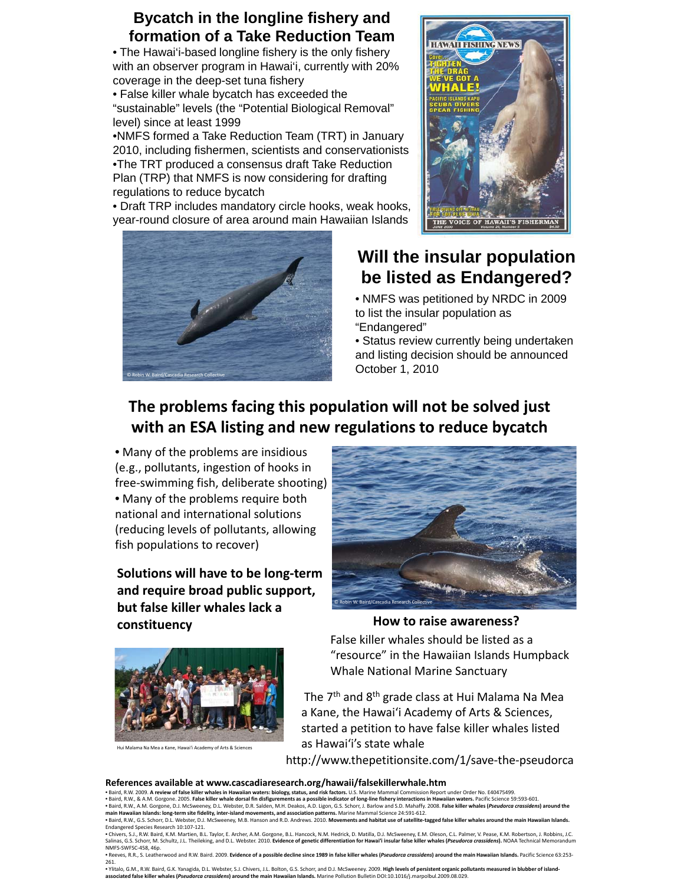## Bycatch in the longline fishery and formation of a Take Reduction Team

- The Hawaiʻi-based longline fishery is the only fishery with an observer program in Hawaiʻi, currently with 20% coverage in the deep-set tuna fishery
- False killer whale bycatch has exceeded the "sustainable" levels (the "Potential Biological Removal" level) since at least 1999
- NMFS formed a Take Reduction Team (TRT) in January 2010, including fishermen, scientists and conservationists
- The TRT produced a consensus draft Take Reduction Plan (TRP) that NMFS is now considering for drafting regulations to reduce bycatch
- Draft TRP includes mandatory circle hooks, weak hooks, year-round closure of area around main Hawaiian Islands

© Robin W. Baird/Cascadia Research Collective

## Will the insular population be listed as Endangered?

- NMFS was petitioned by NRDC in 2009 to list the insular population as "Endangered"
- Status review currently being undertaken and listing decision should be announced October 1, 2010

## The problems facing this population will not be solved just with an ESA listing and new regulations to reduce bycatch

- Many of the problems are insidious (e.g., pollutants, ingestion of hooks in free-swimming fish, deliberate shooting)
- Many of the problems require both national and international solutions (reducing levels of pollutants, allowing fish populations to recover)

**Solutions will have to be long-term and require broad public support, but false killer whales lack a constituency**

© Robin W. Baird/Cascadia Research Collective

### How to raise awareness?

False killer whales should be listed as a "resource" in the Hawaiian Islands Humpback Whale National Marine Sanctuary

The 7th and 8th grade class at Hui Malama Na Mea a Kane, the Hawaiʻi Academy of Arts & Sciences, started a petition to have false killer whales listed as Hawaiʻi's state whale

http://www.thepetitionsite.com/1/save-the-pseudorca

Hui Malama Na Mea a Kane, Hawaiʻi Academy of Arts & Sciences

**References available at www.cascadiaresearch.org/hawaii/falsekillerwhale.htm**

- Baird, R.W. 2009. **A review of false killer whales in Hawaiian waters: biology, status, and risk factors.** U.S. Marine Mammal Commission Report under Order No. E40475499.
- Baird, R.W., & A.M. Gorgone. 2005. **False killer whale dorsal fin disfigurements as a possible indicator of long-line fishery interactions in Hawaiian waters.** Pacific Science 59:593-601.
- Baird, R.W., A.M. Gorgone, D.J. McSweeney, D.L. Webster, D.R. Salden, M.H. Deakos, A.D. Ligon, G.S. Schorr, J. Barlow and S.D. Mahaffy. 2008. **False killer whales (*Pseudorca crassidens*) around the main Hawaiian Islands: long-term site fidelity, inter-island movements, and association patterns.** Marine Mammal Science 24:591-612.
- Baird, R.W., G.S. Schorr, D.L. Webster, D.J. McSweeney, M.B. Hanson and R.D. Andrews. 2010. **Movements and habitat use of satellite-tagged false killer whales around the main Hawaiian Islands.** Endangered Species Research 10:107-121.
- Chivers, S.J., R.W. Baird, K.M. Martien, B.L. Taylor, E. Archer, A.M. Gorgone, B.L. Hancock, N.M. Hedrick, D. Matilla, D.J. McSweeney, E.M. Oleson, C.L. Palmer, V. Pease, K.M. Robertson, J. Robbins, J.C. Salinas, G.S. Schorr, M. Schultz, J.L. Theileking, and D.L. Webster. 2010. **Evidence of genetic differentiation for Hawaiʻi insular false killer whales (*Pseudorca crassidens*).** NOAA Technical Memorandum NMFS-SWFSC-458, 46p.
- Reeves, R.R., S. Leatherwood and R.W. Baird. 2009. **Evidence of a possible decline since 1989 in false killer whales (*Pseudorca crassidens*) around the main Hawaiian Islands.** Pacific Science 63:253-261.
- Ylitalo, G.M., R.W. Baird, G.K. Yanagida, D.L. Webster, S.J. Chivers, J.L. Bolton, G.S. Schorr, and D.J. McSweeney. 2009. **High levels of persistent organic pollutants measured in blubber of island-associated false killer whales (*Pseudorca crassidens*) around the main Hawaiian Islands.** Marine Pollution Bulletin DOI:10.1016/j.marpolbul.2009.08.029.